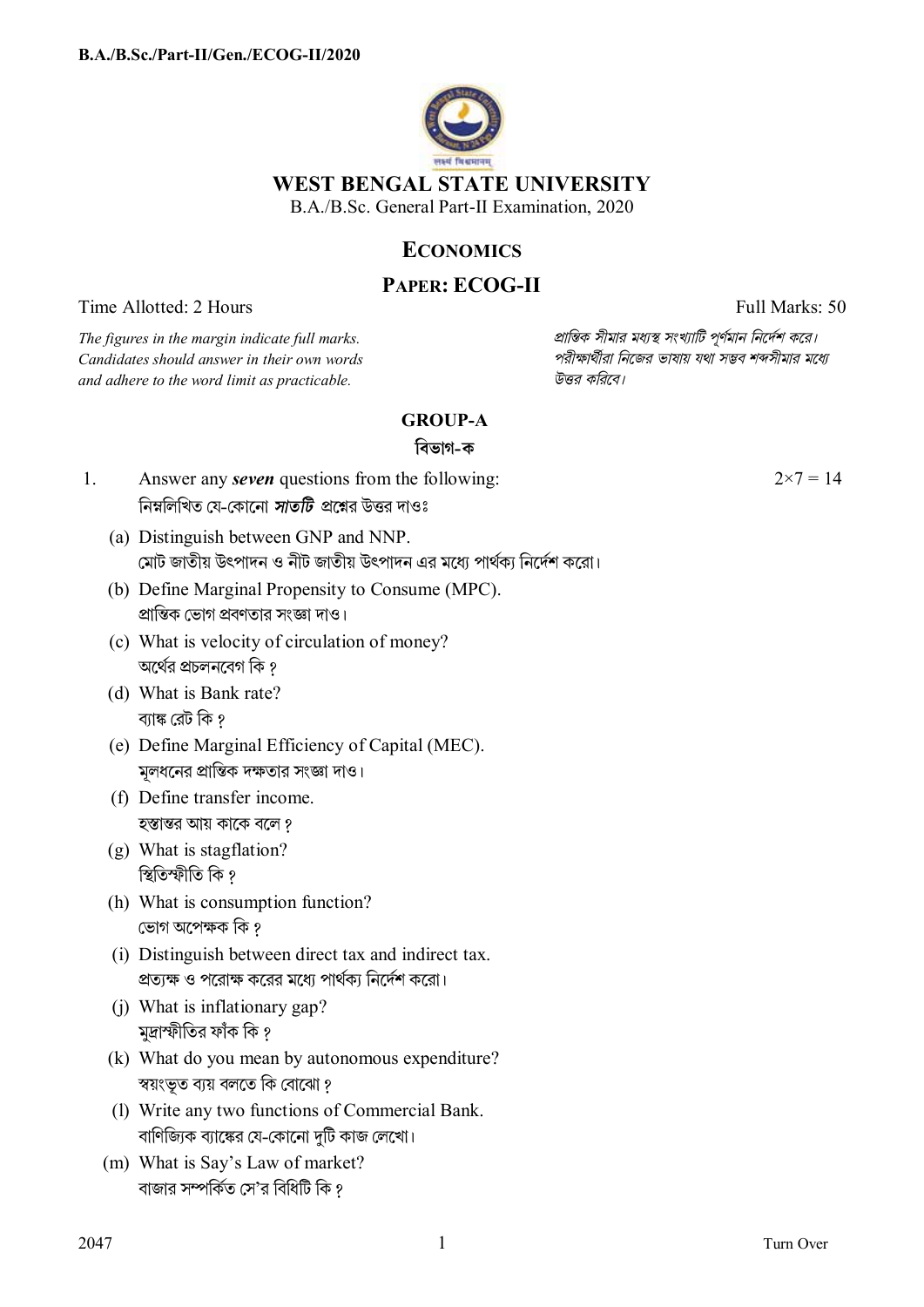# WEST BENGAL STATE UNIVERSITY

B.A./B.Sc. General Part-II Examination, 2020

## ECONOMICS

## PAPER: ECOG-II

Time Allotted: 2 Hours Full Marks: 50

*The figures in the margin indicate full marks. Candidates should answer in their own words and adhere to the word limit as practicable.*

*প্রান্তিক সীমার মধ্যস্থ সংখ্যাটি পূর্ণমান নির্দেশ করে। পরীক্ষার্থীরা নিজের ভাষায় যথা সম্ভব শব্দসীমার মধ্যে উত্তর করিবে।*

### GROUP-A

### বিভাগ-ক

1. Answer any ***seven*** questions from the following: $2\times7 = 14$

   নিম্নলিখিত যে-কোনো ***সাতটি*** প্রশ্নের উত্তর দাওঃ

   (a) Distinguish between GNP and NNP.
   মোট জাতীয় উৎপাদন ও নীট জাতীয় উৎপাদন এর মধ্যে পার্থক্য নির্দেশ করো।

   (b) Define Marginal Propensity to Consume (MPC).
   প্রান্তিক ভোগ প্রবণতার সংজ্ঞা দাও।

   (c) What is velocity of circulation of money?
   অর্থের প্রচলনবেগ কি ?

   (d) What is Bank rate?
   ব্যাঙ্ক রেট কি ?

   (e) Define Marginal Efficiency of Capital (MEC).
   মূলধনের প্রান্তিক দক্ষতার সংজ্ঞা দাও।

   (f) Define transfer income.
   হস্তান্তর আয় কাকে বলে ?

   (g) What is stagflation?
   স্থিতিস্ফীতি কি ?

   (h) What is consumption function?
   ভোগ অপেক্ষক কি ?

   (i) Distinguish between direct tax and indirect tax.
   প্রত্যক্ষ ও পরোক্ষ করের মধ্যে পার্থক্য নির্দেশ করো।

   (j) What is inflationary gap?
   মুদ্রাস্ফীতির ফাঁক কি ?

   (k) What do you mean by autonomous expenditure?
   স্বয়ংভূত ব্যয় বলতে কি বোঝো ?

   (l) Write any two functions of Commercial Bank.
   বাণিজ্যিক ব্যাঙ্কের যে-কোনো দুটি কাজ লেখো।

   (m) What is Say's Law of market?
   বাজার সম্পর্কিত সে'র বিধিটি কি ?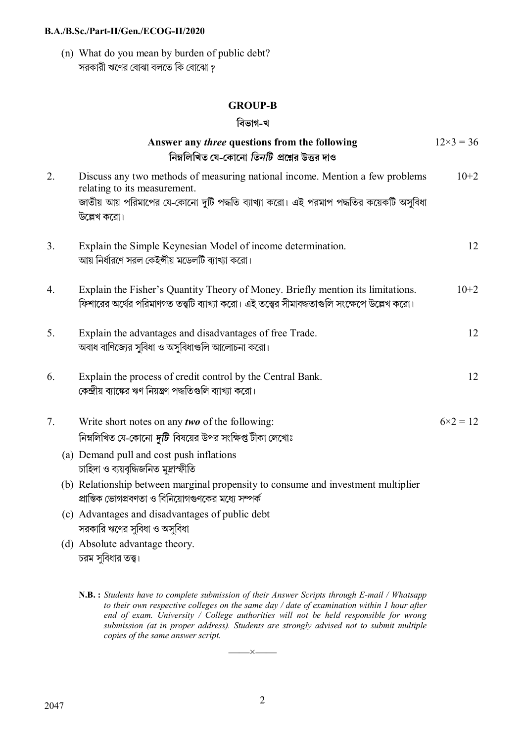(n) What do you mean by burden of public debt?
সরকারী ঋণের বোঝা বলতে কি বোঝো ?

## GROUP-B

### বিভাগ-খ

**Answer any *three* questions from the following** $12 \times 3 = 36$

**নিম্নলিখিত যে-কোনো *তিনটি* প্রশ্নের উত্তর দাও**

2. Discuss any two methods of measuring national income. Mention a few problems relating to its measurement. 10+2
   জাতীয় আয় পরিমাপের যে-কোনো দুটি পদ্ধতি ব্যাখ্যা করো। এই পরমাপ পদ্ধতির কয়েকটি অসুবিধা উল্লেখ করো।

3. Explain the Simple Keynesian Model of income determination. 12
   আয় নির্ধারণে সরল কেইন্সীয় মডেলটি ব্যাখ্যা করো।

4. Explain the Fisher's Quantity Theory of Money. Briefly mention its limitations. 10+2
   ফিশারের অর্থের পরিমাণগত তত্ত্বটি ব্যাখ্যা করো। এই তত্ত্বের সীমাবদ্ধতাগুলি সংক্ষেপে উল্লেখ করো।

5. Explain the advantages and disadvantages of free Trade. 12
   অবাধ বাণিজ্যের সুবিধা ও অসুবিধাগুলি আলোচনা করো।

6. Explain the process of credit control by the Central Bank. 12
   কেন্দ্রীয় ব্যাঙ্কের ঋণ নিয়ন্ত্রণ পদ্ধতিগুলি ব্যাখ্যা করো।

7. Write short notes on any ***two*** of the following: $6 \times 2 = 12$
   নিম্নলিখিত যে-কোনো ***দুটি*** বিষয়ের উপর সংক্ষিপ্ত টীকা লেখোঃ

   (a) Demand pull and cost push inflations
   চাহিদা ও ব্যয়বৃদ্ধিজনিত মুদ্রাস্ফীতি

   (b) Relationship between marginal propensity to consume and investment multiplier
   প্রান্তিক ভোগপ্রবণতা ও বিনিয়োগগুণকের মধ্যে সম্পর্ক

   (c) Advantages and disadvantages of public debt
   সরকারি ঋণের সুবিধা ও অসুবিধা

   (d) Absolute advantage theory.
   চরম সুবিধার তত্ত্ব।

**N.B. :** *Students have to complete submission of their Answer Scripts through E-mail / Whatsapp to their own respective colleges on the same day / date of examination within 1 hour after end of exam. University / College authorities will not be held responsible for wrong submission (at in proper address). Students are strongly advised not to submit multiple copies of the same answer script.*

——×——